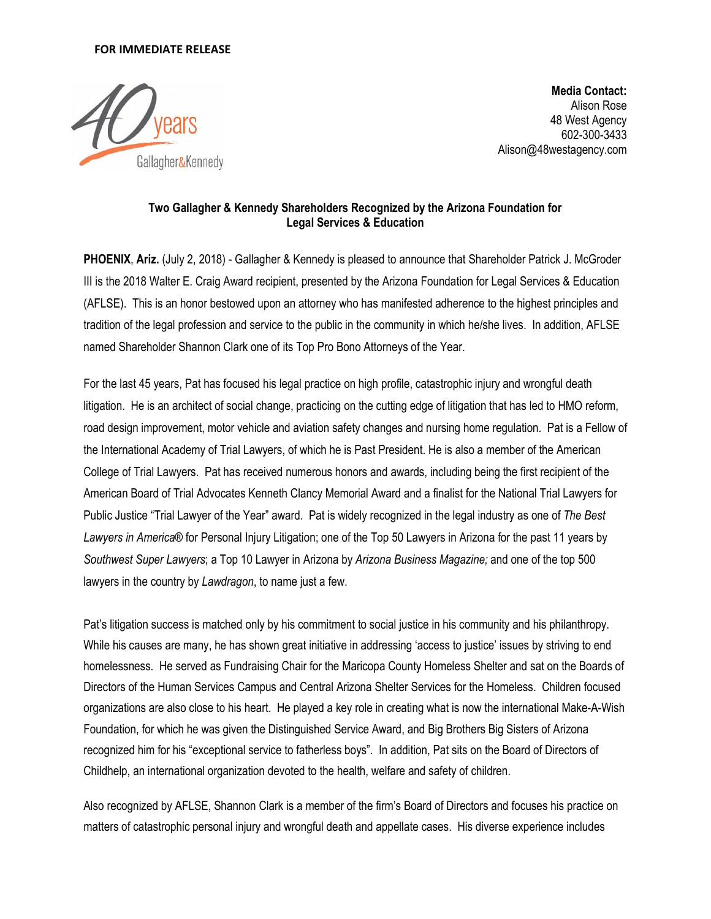**FOR IMMEDIATE RELEASE**

40 years Gallagher&Kennedy

**Media Contact:**
Alison Rose
48 West Agency
602-300-3433
Alison@48westagency.com

**Two Gallagher & Kennedy Shareholders Recognized by the Arizona Foundation for Legal Services & Education**

**PHOENIX**, **Ariz.** (July 2, 2018) - Gallagher & Kennedy is pleased to announce that Shareholder Patrick J. McGroder III is the 2018 Walter E. Craig Award recipient, presented by the Arizona Foundation for Legal Services & Education (AFLSE). This is an honor bestowed upon an attorney who has manifested adherence to the highest principles and tradition of the legal profession and service to the public in the community in which he/she lives. In addition, AFLSE named Shareholder Shannon Clark one of its Top Pro Bono Attorneys of the Year.

For the last 45 years, Pat has focused his legal practice on high profile, catastrophic injury and wrongful death litigation. He is an architect of social change, practicing on the cutting edge of litigation that has led to HMO reform, road design improvement, motor vehicle and aviation safety changes and nursing home regulation. Pat is a Fellow of the International Academy of Trial Lawyers, of which he is Past President. He is also a member of the American College of Trial Lawyers. Pat has received numerous honors and awards, including being the first recipient of the American Board of Trial Advocates Kenneth Clancy Memorial Award and a finalist for the National Trial Lawyers for Public Justice "Trial Lawyer of the Year" award. Pat is widely recognized in the legal industry as one of *The Best Lawyers in America*® for Personal Injury Litigation; one of the Top 50 Lawyers in Arizona for the past 11 years by *Southwest Super Lawyers*; a Top 10 Lawyer in Arizona by *Arizona Business Magazine;* and one of the top 500 lawyers in the country by *Lawdragon*, to name just a few.

Pat's litigation success is matched only by his commitment to social justice in his community and his philanthropy. While his causes are many, he has shown great initiative in addressing 'access to justice' issues by striving to end homelessness. He served as Fundraising Chair for the Maricopa County Homeless Shelter and sat on the Boards of Directors of the Human Services Campus and Central Arizona Shelter Services for the Homeless. Children focused organizations are also close to his heart. He played a key role in creating what is now the international Make-A-Wish Foundation, for which he was given the Distinguished Service Award, and Big Brothers Big Sisters of Arizona recognized him for his "exceptional service to fatherless boys". In addition, Pat sits on the Board of Directors of Childhelp, an international organization devoted to the health, welfare and safety of children.

Also recognized by AFLSE, Shannon Clark is a member of the firm's Board of Directors and focuses his practice on matters of catastrophic personal injury and wrongful death and appellate cases. His diverse experience includes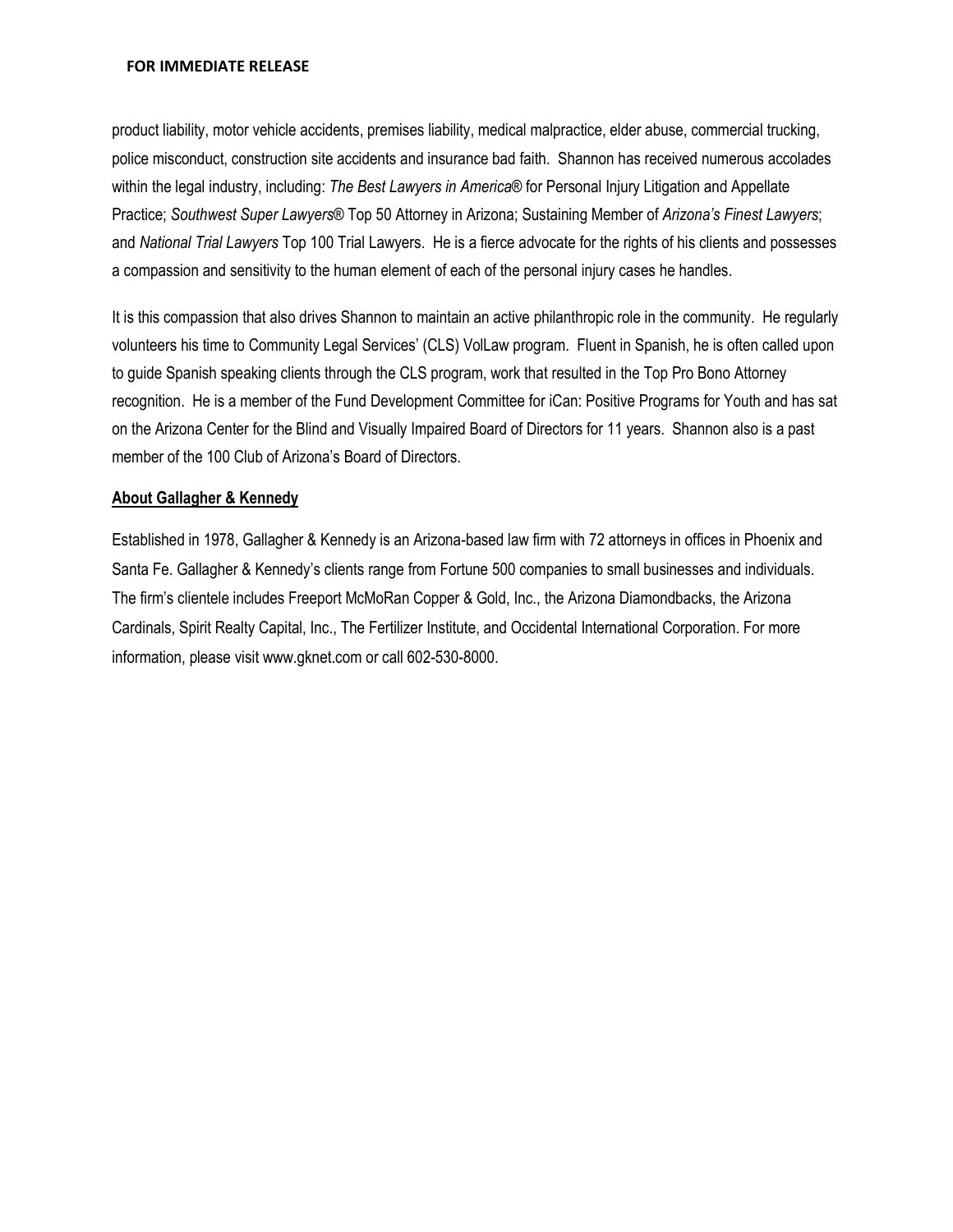product liability, motor vehicle accidents, premises liability, medical malpractice, elder abuse, commercial trucking, police misconduct, construction site accidents and insurance bad faith. Shannon has received numerous accolades within the legal industry, including: *The Best Lawyers in America*® for Personal Injury Litigation and Appellate Practice; *Southwest Super Lawyers*® Top 50 Attorney in Arizona; Sustaining Member of *Arizona's Finest Lawyers*; and *National Trial Lawyers* Top 100 Trial Lawyers. He is a fierce advocate for the rights of his clients and possesses a compassion and sensitivity to the human element of each of the personal injury cases he handles.

It is this compassion that also drives Shannon to maintain an active philanthropic role in the community. He regularly volunteers his time to Community Legal Services' (CLS) VolLaw program. Fluent in Spanish, he is often called upon to guide Spanish speaking clients through the CLS program, work that resulted in the Top Pro Bono Attorney recognition. He is a member of the Fund Development Committee for iCan: Positive Programs for Youth and has sat on the Arizona Center for the Blind and Visually Impaired Board of Directors for 11 years. Shannon also is a past member of the 100 Club of Arizona's Board of Directors.

**About Gallagher & Kennedy**

Established in 1978, Gallagher & Kennedy is an Arizona-based law firm with 72 attorneys in offices in Phoenix and Santa Fe. Gallagher & Kennedy's clients range from Fortune 500 companies to small businesses and individuals. The firm's clientele includes Freeport McMoRan Copper & Gold, Inc., the Arizona Diamondbacks, the Arizona Cardinals, Spirit Realty Capital, Inc., The Fertilizer Institute, and Occidental International Corporation. For more information, please visit www.gknet.com or call 602-530-8000.